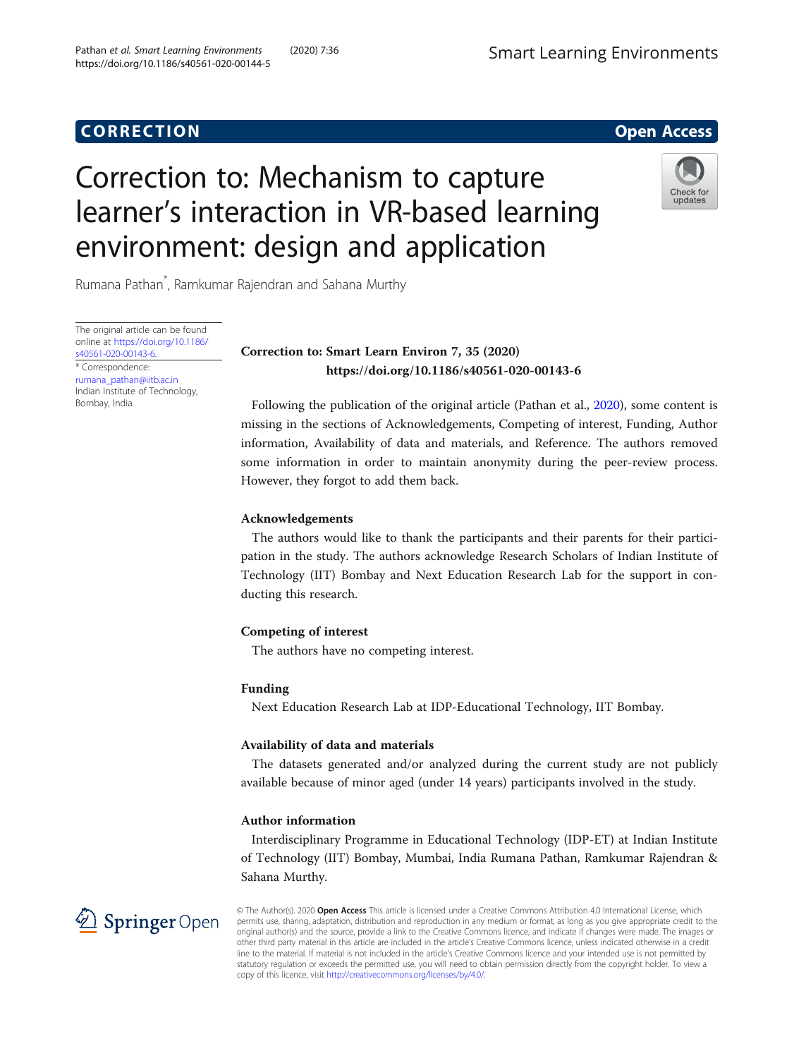CORRECTION

Open Access

# Correction to: Mechanism to capture learner's interaction in VR-based learning environment: design and application

Rumana Pathan*, Ramkumar Rajendran and Sahana Murthy

The original article can be found online at https://doi.org/10.1186/s40561-020-00143-6.

\* Correspondence: rumana_pathan@iitb.ac.in
Indian Institute of Technology, Bombay, India

**Correction to: Smart Learn Environ 7, 35 (2020)**
**https://doi.org/10.1186/s40561-020-00143-6**

Following the publication of the original article (Pathan et al., 2020), some content is missing in the sections of Acknowledgements, Competing of interest, Funding, Author information, Availability of data and materials, and Reference. The authors removed some information in order to maintain anonymity during the peer-review process. However, they forgot to add them back.

### Acknowledgements

The authors would like to thank the participants and their parents for their participation in the study. The authors acknowledge Research Scholars of Indian Institute of Technology (IIT) Bombay and Next Education Research Lab for the support in conducting this research.

### Competing of interest

The authors have no competing interest.

### Funding

Next Education Research Lab at IDP-Educational Technology, IIT Bombay.

### Availability of data and materials

The datasets generated and/or analyzed during the current study are not publicly available because of minor aged (under 14 years) participants involved in the study.

### Author information

Interdisciplinary Programme in Educational Technology (IDP-ET) at Indian Institute of Technology (IIT) Bombay, Mumbai, India Rumana Pathan, Ramkumar Rajendran & Sahana Murthy.

© The Author(s). 2020 **Open Access** This article is licensed under a Creative Commons Attribution 4.0 International License, which permits use, sharing, adaptation, distribution and reproduction in any medium or format, as long as you give appropriate credit to the original author(s) and the source, provide a link to the Creative Commons licence, and indicate if changes were made. The images or other third party material in this article are included in the article's Creative Commons licence, unless indicated otherwise in a credit line to the material. If material is not included in the article's Creative Commons licence and your intended use is not permitted by statutory regulation or exceeds the permitted use, you will need to obtain permission directly from the copyright holder. To view a copy of this licence, visit http://creativecommons.org/licenses/by/4.0/.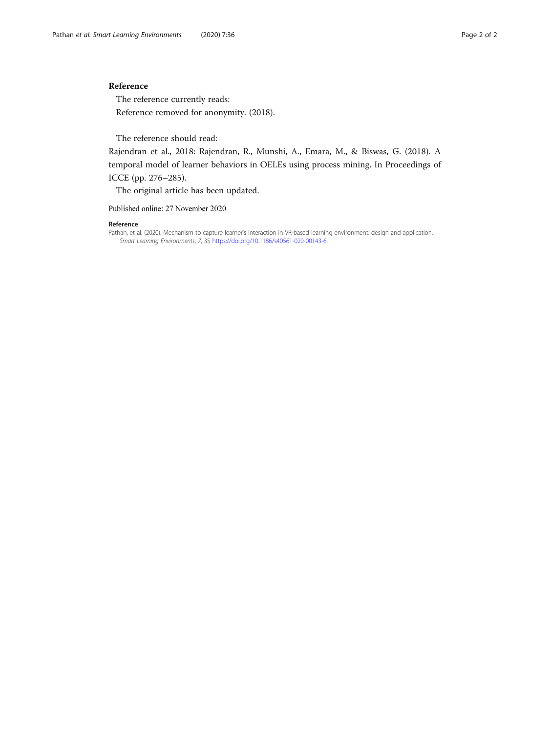## Reference

The reference currently reads:

Reference removed for anonymity. (2018).

The reference should read:

Rajendran et al., 2018: Rajendran, R., Munshi, A., Emara, M., & Biswas, G. (2018). A temporal model of learner behaviors in OELEs using process mining. In Proceedings of ICCE (pp. 276–285).

The original article has been updated.

Published online: 27 November 2020

### Reference

Pathan, et al. (2020). Mechanism to capture learner's interaction in VR-based learning environment: design and application. *Smart Learning Environments*, *7*, 35 https://doi.org/10.1186/s40561-020-00143-6.